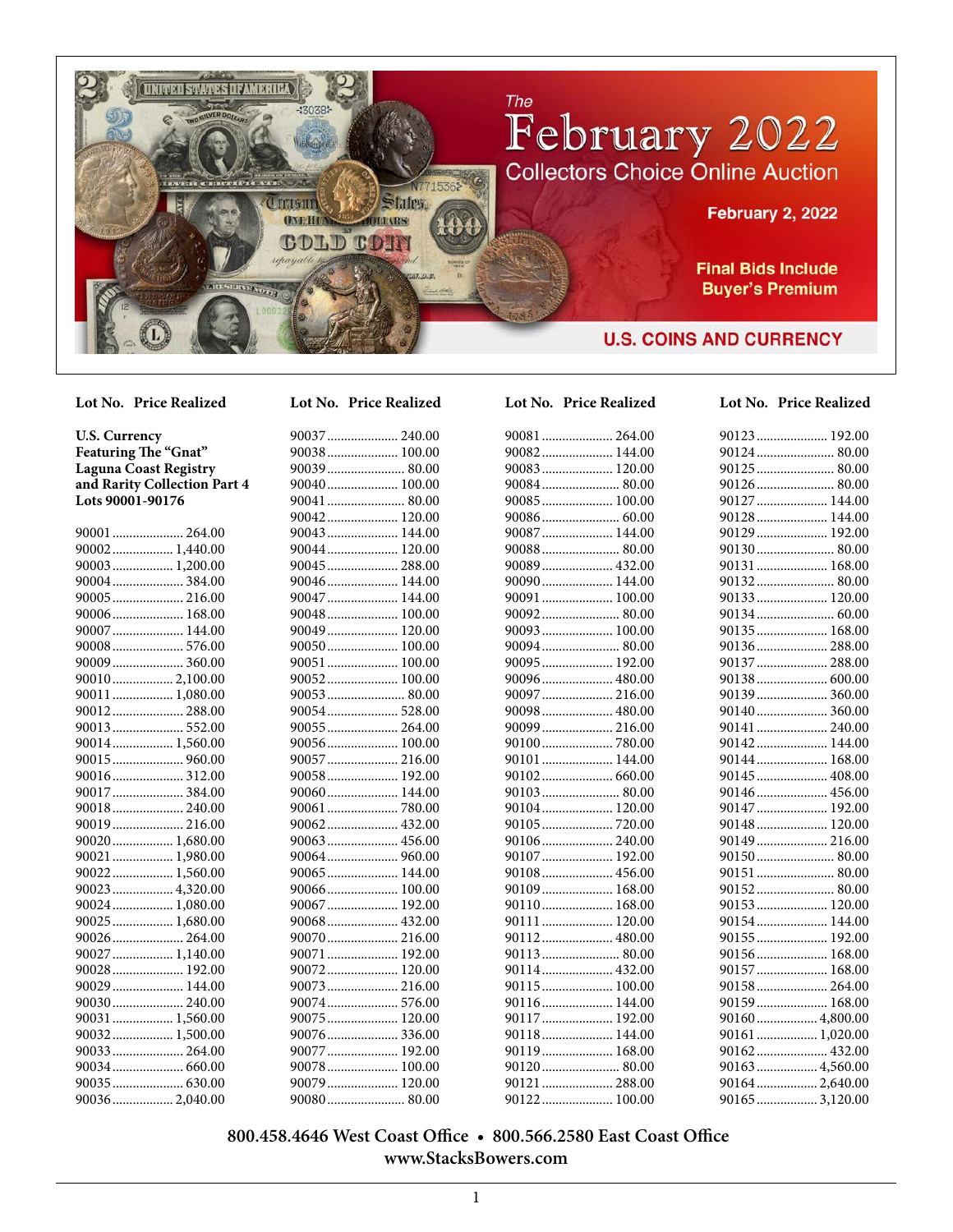# The February 2022 Collectors Choice Online Auction

**February 2, 2022**

**Final Bids Include Buyer's Premium**

**U.S. COINS AND CURRENCY**

| Lot No. | Price Realized |
|---|---|

**U.S. Currency Featuring The "Gnat" Laguna Coast Registry and Rarity Collection Part 4 Lots 90001-90176**

| Lot No. | Price Realized |
|---|---|
| 90001 | 264.00 |
| 90002 | 1,440.00 |
| 90003 | 1,200.00 |
| 90004 | 384.00 |
| 90005 | 216.00 |
| 90006 | 168.00 |
| 90007 | 144.00 |
| 90008 | 576.00 |
| 90009 | 360.00 |
| 90010 | 2,100.00 |
| 90011 | 1,080.00 |
| 90012 | 288.00 |
| 90013 | 552.00 |
| 90014 | 1,560.00 |
| 90015 | 960.00 |
| 90016 | 312.00 |
| 90017 | 384.00 |
| 90018 | 240.00 |
| 90019 | 216.00 |
| 90020 | 1,680.00 |
| 90021 | 1,980.00 |
| 90022 | 1,560.00 |
| 90023 | 4,320.00 |
| 90024 | 1,080.00 |
| 90025 | 1,680.00 |
| 90026 | 264.00 |
| 90027 | 1,140.00 |
| 90028 | 192.00 |
| 90029 | 144.00 |
| 90030 | 240.00 |
| 90031 | 1,560.00 |
| 90032 | 1,500.00 |
| 90033 | 264.00 |
| 90034 | 660.00 |
| 90035 | 630.00 |
| 90036 | 2,040.00 |
| 90037 | 240.00 |
| 90038 | 100.00 |
| 90039 | 80.00 |
| 90040 | 100.00 |
| 90041 | 80.00 |
| 90042 | 120.00 |
| 90043 | 144.00 |
| 90044 | 120.00 |
| 90045 | 288.00 |
| 90046 | 144.00 |
| 90047 | 144.00 |
| 90048 | 100.00 |
| 90049 | 120.00 |
| 90050 | 100.00 |
| 90051 | 100.00 |
| 90052 | 100.00 |
| 90053 | 80.00 |
| 90054 | 528.00 |
| 90055 | 264.00 |
| 90056 | 100.00 |
| 90057 | 216.00 |
| 90058 | 192.00 |
| 90060 | 144.00 |
| 90061 | 780.00 |
| 90062 | 432.00 |
| 90063 | 456.00 |
| 90064 | 960.00 |
| 90065 | 144.00 |
| 90066 | 100.00 |
| 90067 | 192.00 |
| 90068 | 432.00 |
| 90070 | 216.00 |
| 90071 | 192.00 |
| 90072 | 120.00 |
| 90073 | 216.00 |
| 90074 | 576.00 |
| 90075 | 120.00 |
| 90076 | 336.00 |
| 90077 | 192.00 |
| 90078 | 100.00 |
| 90079 | 120.00 |
| 90080 | 80.00 |
| 90081 | 264.00 |
| 90082 | 144.00 |
| 90083 | 120.00 |
| 90084 | 80.00 |
| 90085 | 100.00 |
| 90086 | 60.00 |
| 90087 | 144.00 |
| 90088 | 80.00 |
| 90089 | 432.00 |
| 90090 | 144.00 |
| 90091 | 100.00 |
| 90092 | 80.00 |
| 90093 | 100.00 |
| 90094 | 80.00 |
| 90095 | 192.00 |
| 90096 | 480.00 |
| 90097 | 216.00 |
| 90098 | 480.00 |
| 90099 | 216.00 |
| 90100 | 780.00 |
| 90101 | 144.00 |
| 90102 | 660.00 |
| 90103 | 80.00 |
| 90104 | 120.00 |
| 90105 | 720.00 |
| 90106 | 240.00 |
| 90107 | 192.00 |
| 90108 | 456.00 |
| 90109 | 168.00 |
| 90110 | 168.00 |
| 90111 | 120.00 |
| 90112 | 480.00 |
| 90113 | 80.00 |
| 90114 | 432.00 |
| 90115 | 100.00 |
| 90116 | 144.00 |
| 90117 | 192.00 |
| 90118 | 144.00 |
| 90119 | 168.00 |
| 90120 | 80.00 |
| 90121 | 288.00 |
| 90122 | 100.00 |
| 90123 | 192.00 |
| 90124 | 80.00 |
| 90125 | 80.00 |
| 90126 | 80.00 |
| 90127 | 144.00 |
| 90128 | 144.00 |
| 90129 | 192.00 |
| 90130 | 80.00 |
| 90131 | 168.00 |
| 90132 | 80.00 |
| 90133 | 120.00 |
| 90134 | 60.00 |
| 90135 | 168.00 |
| 90136 | 288.00 |
| 90137 | 288.00 |
| 90138 | 600.00 |
| 90139 | 360.00 |
| 90140 | 360.00 |
| 90141 | 240.00 |
| 90142 | 144.00 |
| 90144 | 168.00 |
| 90145 | 408.00 |
| 90146 | 456.00 |
| 90147 | 192.00 |
| 90148 | 120.00 |
| 90149 | 216.00 |
| 90150 | 80.00 |
| 90151 | 80.00 |
| 90152 | 80.00 |
| 90153 | 120.00 |
| 90154 | 144.00 |
| 90155 | 192.00 |
| 90156 | 168.00 |
| 90157 | 168.00 |
| 90158 | 264.00 |
| 90159 | 168.00 |
| 90160 | 4,800.00 |
| 90161 | 1,020.00 |
| 90162 | 432.00 |
| 90163 | 4,560.00 |
| 90164 | 2,640.00 |
| 90165 | 3,120.00 |

**800.458.4646 West Coast Office • 800.566.2580 East Coast Office**
**www.StacksBowers.com**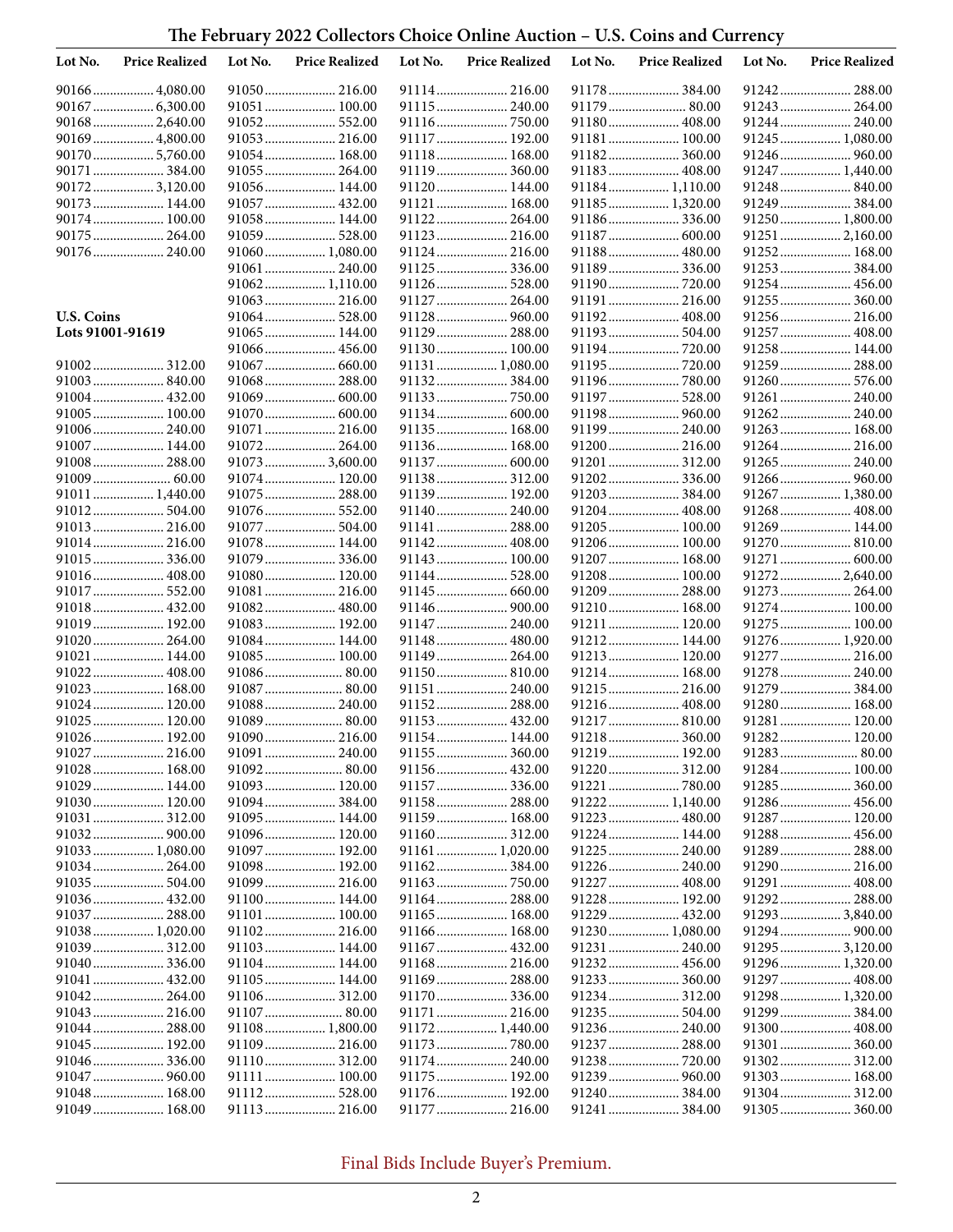# The February 2022 Collectors Choice Online Auction – U.S. Coins and Currency

| Lot No. | Price Realized |
|---|---|
| 90166 | 4,080.00 |
| 90167 | 6,300.00 |
| 90168 | 2,640.00 |
| 90169 | 4,800.00 |
| 90170 | 5,760.00 |
| 90171 | 384.00 |
| 90172 | 3,120.00 |
| 90173 | 144.00 |
| 90174 | 100.00 |
| 90175 | 264.00 |
| 90176 | 240.00 |

**U.S. Coins**
**Lots 91001-91619**

| Lot No. | Price Realized |
|---|---|
| 91002 | 312.00 |
| 91003 | 840.00 |
| 91004 | 432.00 |
| 91005 | 100.00 |
| 91006 | 240.00 |
| 91007 | 144.00 |
| 91008 | 288.00 |
| 91009 | 60.00 |
| 91011 | 1,440.00 |
| 91012 | 504.00 |
| 91013 | 216.00 |
| 91014 | 216.00 |
| 91015 | 336.00 |
| 91016 | 408.00 |
| 91017 | 552.00 |
| 91018 | 432.00 |
| 91019 | 192.00 |
| 91020 | 264.00 |
| 91021 | 144.00 |
| 91022 | 408.00 |
| 91023 | 168.00 |
| 91024 | 120.00 |
| 91025 | 120.00 |
| 91026 | 192.00 |
| 91027 | 216.00 |
| 91028 | 168.00 |
| 91029 | 144.00 |
| 91030 | 120.00 |
| 91031 | 312.00 |
| 91032 | 900.00 |
| 91033 | 1,080.00 |
| 91034 | 264.00 |
| 91035 | 504.00 |
| 91036 | 432.00 |
| 91037 | 288.00 |
| 91038 | 1,020.00 |
| 91039 | 312.00 |
| 91040 | 336.00 |
| 91041 | 432.00 |
| 91042 | 264.00 |
| 91043 | 216.00 |
| 91044 | 288.00 |
| 91045 | 192.00 |
| 91046 | 336.00 |
| 91047 | 960.00 |
| 91048 | 168.00 |
| 91049 | 168.00 |
| 91050 | 216.00 |
| 91051 | 100.00 |
| 91052 | 552.00 |
| 91053 | 216.00 |
| 91054 | 168.00 |
| 91055 | 264.00 |
| 91056 | 144.00 |
| 91057 | 432.00 |
| 91058 | 144.00 |
| 91059 | 528.00 |
| 91060 | 1,080.00 |
| 91061 | 240.00 |
| 91062 | 1,110.00 |
| 91063 | 216.00 |
| 91064 | 528.00 |
| 91065 | 144.00 |
| 91066 | 456.00 |
| 91067 | 660.00 |
| 91068 | 288.00 |
| 91069 | 600.00 |
| 91070 | 600.00 |
| 91071 | 216.00 |
| 91072 | 264.00 |
| 91073 | 3,600.00 |
| 91074 | 120.00 |
| 91075 | 288.00 |
| 91076 | 552.00 |
| 91077 | 504.00 |
| 91078 | 144.00 |
| 91079 | 336.00 |
| 91080 | 120.00 |
| 91081 | 216.00 |
| 91082 | 480.00 |
| 91083 | 192.00 |
| 91084 | 144.00 |
| 91085 | 100.00 |
| 91086 | 80.00 |
| 91087 | 80.00 |
| 91088 | 240.00 |
| 91089 | 80.00 |
| 91090 | 216.00 |
| 91091 | 240.00 |
| 91092 | 80.00 |
| 91093 | 120.00 |
| 91094 | 384.00 |
| 91095 | 144.00 |
| 91096 | 120.00 |
| 91097 | 192.00 |
| 91098 | 192.00 |
| 91099 | 216.00 |
| 91100 | 144.00 |
| 91101 | 100.00 |
| 91102 | 216.00 |
| 91103 | 144.00 |
| 91104 | 144.00 |
| 91105 | 144.00 |
| 91106 | 312.00 |
| 91107 | 80.00 |
| 91108 | 1,800.00 |
| 91109 | 216.00 |
| 91110 | 312.00 |
| 91111 | 100.00 |
| 91112 | 528.00 |
| 91113 | 216.00 |
| 91114 | 216.00 |
| 91115 | 240.00 |
| 91116 | 750.00 |
| 91117 | 192.00 |
| 91118 | 168.00 |
| 91119 | 360.00 |
| 91120 | 144.00 |
| 91121 | 168.00 |
| 91122 | 264.00 |
| 91123 | 216.00 |
| 91124 | 216.00 |
| 91125 | 336.00 |
| 91126 | 528.00 |
| 91127 | 264.00 |
| 91128 | 960.00 |
| 91129 | 288.00 |
| 91130 | 100.00 |
| 91131 | 1,080.00 |
| 91132 | 384.00 |
| 91133 | 750.00 |
| 91134 | 600.00 |
| 91135 | 168.00 |
| 91136 | 168.00 |
| 91137 | 600.00 |
| 91138 | 312.00 |
| 91139 | 192.00 |
| 91140 | 240.00 |
| 91141 | 288.00 |
| 91142 | 408.00 |
| 91143 | 100.00 |
| 91144 | 528.00 |
| 91145 | 660.00 |
| 91146 | 900.00 |
| 91147 | 240.00 |
| 91148 | 480.00 |
| 91149 | 264.00 |
| 91150 | 810.00 |
| 91151 | 240.00 |
| 91152 | 288.00 |
| 91153 | 432.00 |
| 91154 | 144.00 |
| 91155 | 360.00 |
| 91156 | 432.00 |
| 91157 | 336.00 |
| 91158 | 288.00 |
| 91159 | 168.00 |
| 91160 | 312.00 |
| 91161 | 1,020.00 |
| 91162 | 384.00 |
| 91163 | 750.00 |
| 91164 | 288.00 |
| 91165 | 168.00 |
| 91166 | 168.00 |
| 91167 | 432.00 |
| 91168 | 216.00 |
| 91169 | 288.00 |
| 91170 | 336.00 |
| 91171 | 216.00 |
| 91172 | 1,440.00 |
| 91173 | 780.00 |
| 91174 | 240.00 |
| 91175 | 192.00 |
| 91176 | 192.00 |
| 91177 | 216.00 |
| 91178 | 384.00 |
| 91179 | 80.00 |
| 91180 | 408.00 |
| 91181 | 100.00 |
| 91182 | 360.00 |
| 91183 | 408.00 |
| 91184 | 1,110.00 |
| 91185 | 1,320.00 |
| 91186 | 336.00 |
| 91187 | 600.00 |
| 91188 | 480.00 |
| 91189 | 336.00 |
| 91190 | 720.00 |
| 91191 | 216.00 |
| 91192 | 408.00 |
| 91193 | 504.00 |
| 91194 | 720.00 |
| 91195 | 720.00 |
| 91196 | 780.00 |
| 91197 | 528.00 |
| 91198 | 960.00 |
| 91199 | 240.00 |
| 91200 | 216.00 |
| 91201 | 312.00 |
| 91202 | 336.00 |
| 91203 | 384.00 |
| 91204 | 408.00 |
| 91205 | 100.00 |
| 91206 | 100.00 |
| 91207 | 168.00 |
| 91208 | 100.00 |
| 91209 | 288.00 |
| 91210 | 168.00 |
| 91211 | 120.00 |
| 91212 | 144.00 |
| 91213 | 120.00 |
| 91214 | 168.00 |
| 91215 | 216.00 |
| 91216 | 408.00 |
| 91217 | 810.00 |
| 91218 | 360.00 |
| 91219 | 192.00 |
| 91220 | 312.00 |
| 91221 | 780.00 |
| 91222 | 1,140.00 |
| 91223 | 480.00 |
| 91224 | 144.00 |
| 91225 | 240.00 |
| 91226 | 240.00 |
| 91227 | 408.00 |
| 91228 | 192.00 |
| 91229 | 432.00 |
| 91230 | 1,080.00 |
| 91231 | 240.00 |
| 91232 | 456.00 |
| 91233 | 360.00 |
| 91234 | 312.00 |
| 91235 | 504.00 |
| 91236 | 240.00 |
| 91237 | 288.00 |
| 91238 | 720.00 |
| 91239 | 960.00 |
| 91240 | 384.00 |
| 91241 | 384.00 |
| 91242 | 288.00 |
| 91243 | 264.00 |
| 91244 | 240.00 |
| 91245 | 1,080.00 |
| 91246 | 960.00 |
| 91247 | 1,440.00 |
| 91248 | 840.00 |
| 91249 | 384.00 |
| 91250 | 1,800.00 |
| 91251 | 2,160.00 |
| 91252 | 168.00 |
| 91253 | 384.00 |
| 91254 | 456.00 |
| 91255 | 360.00 |
| 91256 | 216.00 |
| 91257 | 408.00 |
| 91258 | 144.00 |
| 91259 | 288.00 |
| 91260 | 576.00 |
| 91261 | 240.00 |
| 91262 | 240.00 |
| 91263 | 168.00 |
| 91264 | 216.00 |
| 91265 | 240.00 |
| 91266 | 960.00 |
| 91267 | 1,380.00 |
| 91268 | 408.00 |
| 91269 | 144.00 |
| 91270 | 810.00 |
| 91271 | 600.00 |
| 91272 | 2,640.00 |
| 91273 | 264.00 |
| 91274 | 100.00 |
| 91275 | 100.00 |
| 91276 | 1,920.00 |
| 91277 | 216.00 |
| 91278 | 240.00 |
| 91279 | 384.00 |
| 91280 | 168.00 |
| 91281 | 120.00 |
| 91282 | 120.00 |
| 91283 | 80.00 |
| 91284 | 100.00 |
| 91285 | 360.00 |
| 91286 | 456.00 |
| 91287 | 120.00 |
| 91288 | 456.00 |
| 91289 | 288.00 |
| 91290 | 216.00 |
| 91291 | 408.00 |
| 91292 | 288.00 |
| 91293 | 3,840.00 |
| 91294 | 900.00 |
| 91295 | 3,120.00 |
| 91296 | 1,320.00 |
| 91297 | 408.00 |
| 91298 | 1,320.00 |
| 91299 | 384.00 |
| 91300 | 408.00 |
| 91301 | 360.00 |
| 91302 | 312.00 |
| 91303 | 168.00 |
| 91304 | 312.00 |
| 91305 | 360.00 |

Final Bids Include Buyer's Premium.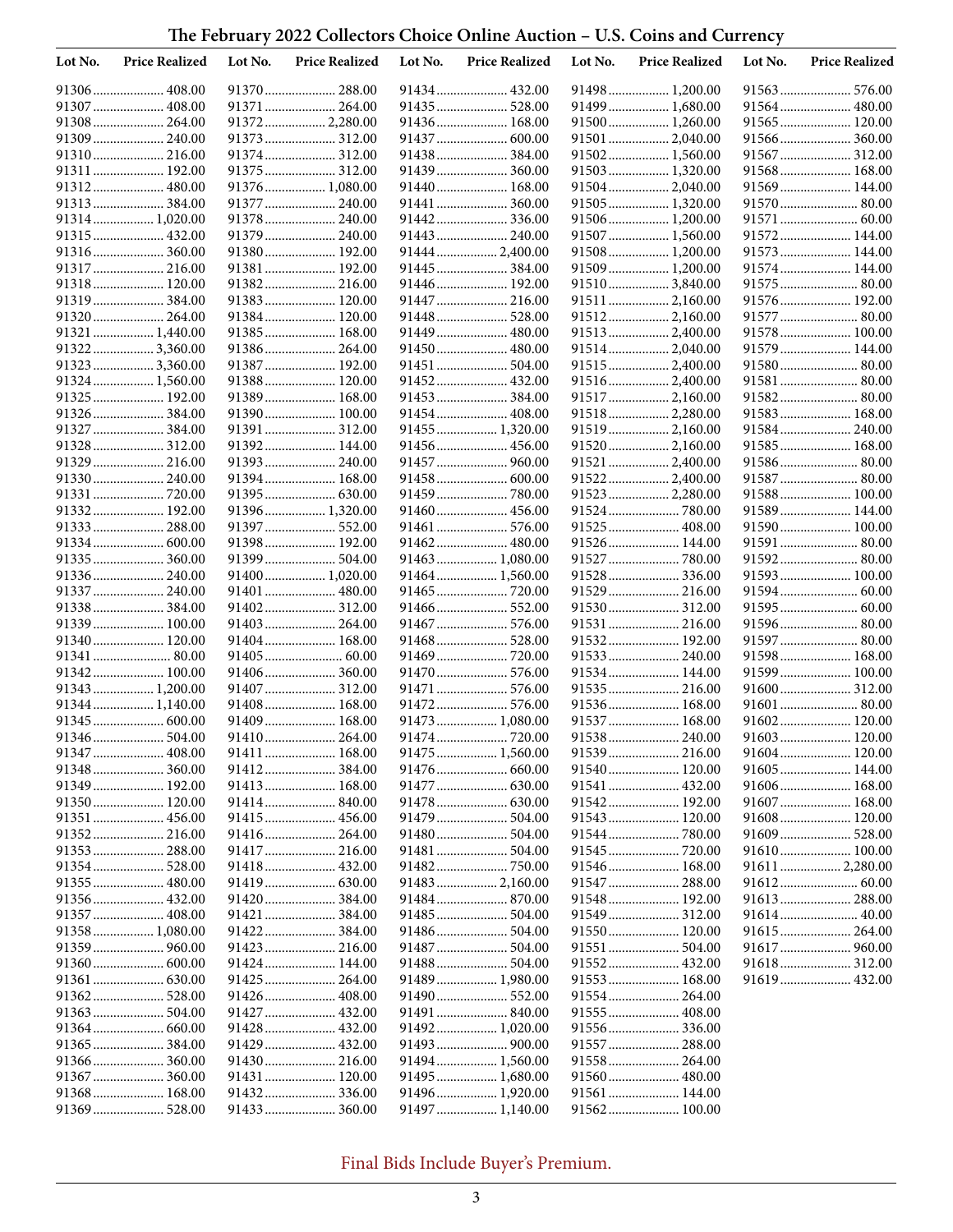# The February 2022 Collectors Choice Online Auction – U.S. Coins and Currency

| Lot No. | Price Realized | Lot No. | Price Realized | Lot No. | Price Realized | Lot No. | Price Realized | Lot No. | Price Realized |
|---|---|---|---|---|---|---|---|---|---|
| 91306 | 408.00 | 91370 | 288.00 | 91434 | 432.00 | 91498 | 1,200.00 | 91563 | 576.00 |
| 91307 | 408.00 | 91371 | 264.00 | 91435 | 528.00 | 91499 | 1,680.00 | 91564 | 480.00 |
| 91308 | 264.00 | 91372 | 2,280.00 | 91436 | 168.00 | 91500 | 1,260.00 | 91565 | 120.00 |
| 91309 | 240.00 | 91373 | 312.00 | 91437 | 600.00 | 91501 | 2,040.00 | 91566 | 360.00 |
| 91310 | 216.00 | 91374 | 312.00 | 91438 | 384.00 | 91502 | 1,560.00 | 91567 | 312.00 |
| 91311 | 192.00 | 91375 | 312.00 | 91439 | 360.00 | 91503 | 1,320.00 | 91568 | 168.00 |
| 91312 | 480.00 | 91376 | 1,080.00 | 91440 | 168.00 | 91504 | 2,040.00 | 91569 | 144.00 |
| 91313 | 384.00 | 91377 | 240.00 | 91441 | 360.00 | 91505 | 1,320.00 | 91570 | 80.00 |
| 91314 | 1,020.00 | 91378 | 240.00 | 91442 | 336.00 | 91506 | 1,200.00 | 91571 | 60.00 |
| 91315 | 432.00 | 91379 | 240.00 | 91443 | 240.00 | 91507 | 1,560.00 | 91572 | 144.00 |
| 91316 | 360.00 | 91380 | 192.00 | 91444 | 2,400.00 | 91508 | 1,200.00 | 91573 | 144.00 |
| 91317 | 216.00 | 91381 | 192.00 | 91445 | 384.00 | 91509 | 1,200.00 | 91574 | 144.00 |
| 91318 | 120.00 | 91382 | 216.00 | 91446 | 192.00 | 91510 | 3,840.00 | 91575 | 80.00 |
| 91319 | 384.00 | 91383 | 120.00 | 91447 | 216.00 | 91511 | 2,160.00 | 91576 | 192.00 |
| 91320 | 264.00 | 91384 | 120.00 | 91448 | 528.00 | 91512 | 2,160.00 | 91577 | 80.00 |
| 91321 | 1,440.00 | 91385 | 168.00 | 91449 | 480.00 | 91513 | 2,400.00 | 91578 | 100.00 |
| 91322 | 3,360.00 | 91386 | 264.00 | 91450 | 480.00 | 91514 | 2,040.00 | 91579 | 144.00 |
| 91323 | 3,360.00 | 91387 | 192.00 | 91451 | 504.00 | 91515 | 2,400.00 | 91580 | 80.00 |
| 91324 | 1,560.00 | 91388 | 120.00 | 91452 | 432.00 | 91516 | 2,400.00 | 91581 | 80.00 |
| 91325 | 192.00 | 91389 | 168.00 | 91453 | 384.00 | 91517 | 2,160.00 | 91582 | 80.00 |
| 91326 | 384.00 | 91390 | 100.00 | 91454 | 408.00 | 91518 | 2,280.00 | 91583 | 168.00 |
| 91327 | 384.00 | 91391 | 312.00 | 91455 | 1,320.00 | 91519 | 2,160.00 | 91584 | 240.00 |
| 91328 | 312.00 | 91392 | 144.00 | 91456 | 456.00 | 91520 | 2,160.00 | 91585 | 168.00 |
| 91329 | 216.00 | 91393 | 240.00 | 91457 | 960.00 | 91521 | 2,400.00 | 91586 | 80.00 |
| 91330 | 240.00 | 91394 | 168.00 | 91458 | 600.00 | 91522 | 2,400.00 | 91587 | 80.00 |
| 91331 | 720.00 | 91395 | 630.00 | 91459 | 780.00 | 91523 | 2,280.00 | 91588 | 100.00 |
| 91332 | 192.00 | 91396 | 1,320.00 | 91460 | 456.00 | 91524 | 780.00 | 91589 | 144.00 |
| 91333 | 288.00 | 91397 | 552.00 | 91461 | 576.00 | 91525 | 408.00 | 91590 | 100.00 |
| 91334 | 600.00 | 91398 | 192.00 | 91462 | 480.00 | 91526 | 144.00 | 91591 | 80.00 |
| 91335 | 360.00 | 91399 | 504.00 | 91463 | 1,080.00 | 91527 | 780.00 | 91592 | 80.00 |
| 91336 | 240.00 | 91400 | 1,020.00 | 91464 | 1,560.00 | 91528 | 336.00 | 91593 | 100.00 |
| 91337 | 240.00 | 91401 | 480.00 | 91465 | 720.00 | 91529 | 216.00 | 91594 | 60.00 |
| 91338 | 384.00 | 91402 | 312.00 | 91466 | 552.00 | 91530 | 312.00 | 91595 | 60.00 |
| 91339 | 100.00 | 91403 | 264.00 | 91467 | 576.00 | 91531 | 216.00 | 91596 | 80.00 |
| 91340 | 120.00 | 91404 | 168.00 | 91468 | 528.00 | 91532 | 192.00 | 91597 | 80.00 |
| 91341 | 80.00 | 91405 | 60.00 | 91469 | 720.00 | 91533 | 240.00 | 91598 | 168.00 |
| 91342 | 100.00 | 91406 | 360.00 | 91470 | 576.00 | 91534 | 144.00 | 91599 | 100.00 |
| 91343 | 1,200.00 | 91407 | 312.00 | 91471 | 576.00 | 91535 | 216.00 | 91600 | 312.00 |
| 91344 | 1,140.00 | 91408 | 168.00 | 91472 | 576.00 | 91536 | 168.00 | 91601 | 80.00 |
| 91345 | 600.00 | 91409 | 168.00 | 91473 | 1,080.00 | 91537 | 168.00 | 91602 | 120.00 |
| 91346 | 504.00 | 91410 | 264.00 | 91474 | 720.00 | 91538 | 240.00 | 91603 | 120.00 |
| 91347 | 408.00 | 91411 | 168.00 | 91475 | 1,560.00 | 91539 | 216.00 | 91604 | 120.00 |
| 91348 | 360.00 | 91412 | 384.00 | 91476 | 660.00 | 91540 | 120.00 | 91605 | 144.00 |
| 91349 | 192.00 | 91413 | 168.00 | 91477 | 630.00 | 91541 | 432.00 | 91606 | 168.00 |
| 91350 | 120.00 | 91414 | 840.00 | 91478 | 630.00 | 91542 | 192.00 | 91607 | 168.00 |
| 91351 | 456.00 | 91415 | 456.00 | 91479 | 504.00 | 91543 | 120.00 | 91608 | 120.00 |
| 91352 | 216.00 | 91416 | 264.00 | 91480 | 504.00 | 91544 | 780.00 | 91609 | 528.00 |
| 91353 | 288.00 | 91417 | 216.00 | 91481 | 504.00 | 91545 | 720.00 | 91610 | 100.00 |
| 91354 | 528.00 | 91418 | 432.00 | 91482 | 750.00 | 91546 | 168.00 | 91611 | 2,280.00 |
| 91355 | 480.00 | 91419 | 630.00 | 91483 | 2,160.00 | 91547 | 288.00 | 91612 | 60.00 |
| 91356 | 432.00 | 91420 | 384.00 | 91484 | 870.00 | 91548 | 192.00 | 91613 | 288.00 |
| 91357 | 408.00 | 91421 | 384.00 | 91485 | 504.00 | 91549 | 312.00 | 91614 | 40.00 |
| 91358 | 1,080.00 | 91422 | 384.00 | 91486 | 504.00 | 91550 | 120.00 | 91615 | 264.00 |
| 91359 | 960.00 | 91423 | 216.00 | 91487 | 504.00 | 91551 | 504.00 | 91617 | 960.00 |
| 91360 | 600.00 | 91424 | 144.00 | 91488 | 504.00 | 91552 | 432.00 | 91618 | 312.00 |
| 91361 | 630.00 | 91425 | 264.00 | 91489 | 1,980.00 | 91553 | 168.00 | 91619 | 432.00 |
| 91362 | 528.00 | 91426 | 408.00 | 91490 | 552.00 | 91554 | 264.00 | | |
| 91363 | 504.00 | 91427 | 432.00 | 91491 | 840.00 | 91555 | 408.00 | | |
| 91364 | 660.00 | 91428 | 432.00 | 91492 | 1,020.00 | 91556 | 336.00 | | |
| 91365 | 384.00 | 91429 | 432.00 | 91493 | 900.00 | 91557 | 288.00 | | |
| 91366 | 360.00 | 91430 | 216.00 | 91494 | 1,560.00 | 91558 | 264.00 | | |
| 91367 | 360.00 | 91431 | 120.00 | 91495 | 1,680.00 | 91560 | 480.00 | | |
| 91368 | 168.00 | 91432 | 336.00 | 91496 | 1,920.00 | 91561 | 144.00 | | |
| 91369 | 528.00 | 91433 | 360.00 | 91497 | 1,140.00 | 91562 | 100.00 | | |

Final Bids Include Buyer's Premium.